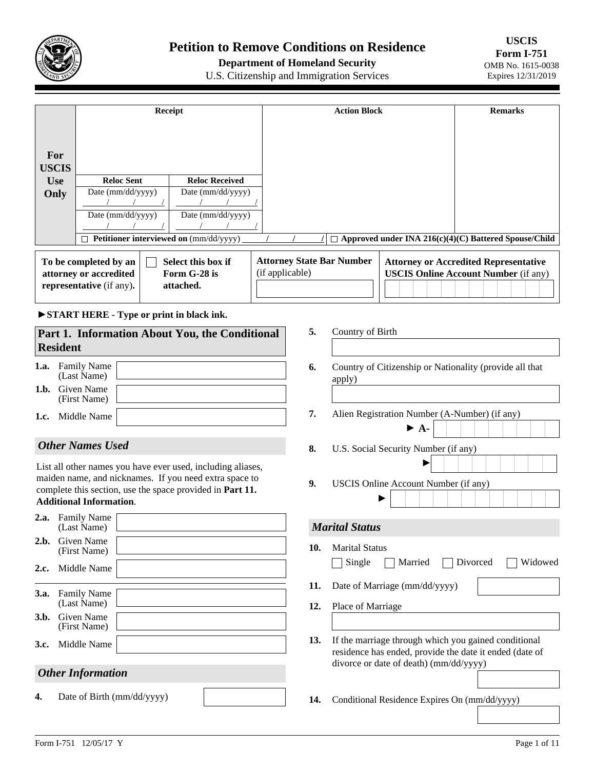# Petition to Remove Conditions on Residence

**Department of Homeland Security**
U.S. Citizenship and Immigration Services

**USCIS Form I-751**
OMB No. 1615-0038
Expires 12/31/2019

| For USCIS Use Only | Receipt | | Action Block | Remarks |
|---|---|---|---|---|
| | **Reloc Sent** | **Reloc Received** | | |
| | Date (mm/dd/yyyy) ___/___/___ | Date (mm/dd/yyyy) ___/___/___ | | |
| | Date (mm/dd/yyyy) ___/___/___ | Date (mm/dd/yyyy) ___/___/___ | | |
| | ☐ **Petitioner interviewed on** (mm/dd/yyyy) ___/___/___ | | ☐ **Approved under INA 216(c)(4)(C) Battered Spouse/Child** | |

| **To be completed by an attorney or accredited representative** (if any). | ☐ **Select this box if Form G-28 is attached.** | **Attorney State Bar Number** (if applicable) | **Attorney or Accredited Representative USCIS Online Account Number** (if any) |
|---|---|---|---|

►**START HERE - Type or print in black ink.**

## Part 1. Information About You, the Conditional Resident

**1.a.** Family Name (Last Name)

**1.b.** Given Name (First Name)

**1.c.** Middle Name

### *Other Names Used*

List all other names you have ever used, including aliases, maiden name, and nicknames. If you need extra space to complete this section, use the space provided in **Part 11. Additional Information**.

**2.a.** Family Name (Last Name)

**2.b.** Given Name (First Name)

**2.c.** Middle Name

**3.a.** Family Name (Last Name)

**3.b.** Given Name (First Name)

**3.c.** Middle Name

### *Other Information*

**4.** Date of Birth (mm/dd/yyyy)

**5.** Country of Birth

**6.** Country of Citizenship or Nationality (provide all that apply)

**7.** Alien Registration Number (A-Number) (if any)
► A-

**8.** U.S. Social Security Number (if any)
►

**9.** USCIS Online Account Number (if any)
►

### *Marital Status*

**10.** Marital Status
☐ Single ☐ Married ☐ Divorced ☐ Widowed

**11.** Date of Marriage (mm/dd/yyyy)

**12.** Place of Marriage

**13.** If the marriage through which you gained conditional residence has ended, provide the date it ended (date of divorce or date of death) (mm/dd/yyyy)

**14.** Conditional Residence Expires On (mm/dd/yyyy)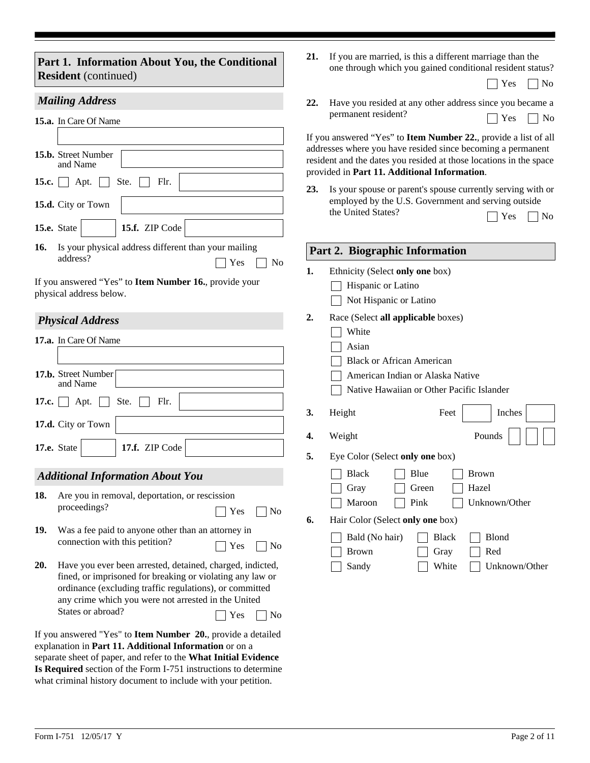## Part 1. Information About You, the Conditional Resident (continued)

### *Mailing Address*

**15.a.** In Care Of Name

**15.b.** Street Number and Name

**15.c.** ☐ Apt. ☐ Ste. ☐ Flr.

**15.d.** City or Town

**15.e.** State **15.f.** ZIP Code

**16.** Is your physical address different than your mailing address? ☐ Yes ☐ No

If you answered "Yes" to **Item Number 16.**, provide your physical address below.

### *Physical Address*

**17.a.** In Care Of Name

**17.b.** Street Number and Name

**17.c.** ☐ Apt. ☐ Ste. ☐ Flr.

**17.d.** City or Town

**17.e.** State **17.f.** ZIP Code

### *Additional Information About You*

**18.** Are you in removal, deportation, or rescission proceedings? ☐ Yes ☐ No

**19.** Was a fee paid to anyone other than an attorney in connection with this petition? ☐ Yes ☐ No

**20.** Have you ever been arrested, detained, charged, indicted, fined, or imprisoned for breaking or violating any law or ordinance (excluding traffic regulations), or committed any crime which you were not arrested in the United States or abroad? ☐ Yes ☐ No

If you answered "Yes" to **Item Number 20.**, provide a detailed explanation in **Part 11. Additional Information** or on a separate sheet of paper, and refer to the **What Initial Evidence Is Required** section of the Form I-751 instructions to determine what criminal history document to include with your petition.

**21.** If you are married, is this a different marriage than the one through which you gained conditional resident status? ☐ Yes ☐ No

**22.** Have you resided at any other address since you became a permanent resident? ☐ Yes ☐ No

If you answered "Yes" to **Item Number 22.**, provide a list of all addresses where you have resided since becoming a permanent resident and the dates you resided at those locations in the space provided in **Part 11. Additional Information**.

**23.** Is your spouse or parent's spouse currently serving with or employed by the U.S. Government and serving outside the United States? ☐ Yes ☐ No

## Part 2. Biographic Information

**1.** Ethnicity (Select **only one** box)

☐ Hispanic or Latino
☐ Not Hispanic or Latino

**2.** Race (Select **all applicable** boxes)

☐ White
☐ Asian
☐ Black or African American
☐ American Indian or Alaska Native
☐ Native Hawaiian or Other Pacific Islander

**3.** Height Feet Inches

**4.** Weight Pounds

**5.** Eye Color (Select **only one** box)

☐ Black ☐ Blue ☐ Brown
☐ Gray ☐ Green ☐ Hazel
☐ Maroon ☐ Pink ☐ Unknown/Other

**6.** Hair Color (Select **only one** box)

☐ Bald (No hair) ☐ Black ☐ Blond
☐ Brown ☐ Gray ☐ Red
☐ Sandy ☐ White ☐ Unknown/Other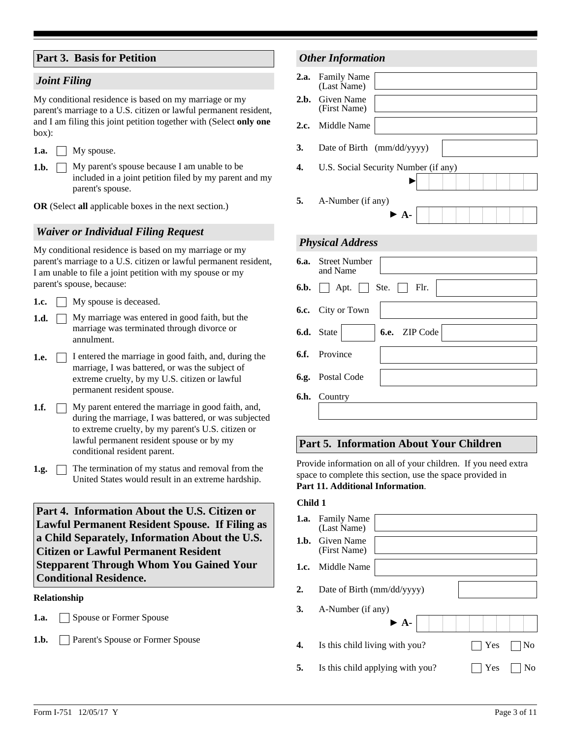## Part 3. Basis for Petition

### *Joint Filing*

My conditional residence is based on my marriage or my parent's marriage to a U.S. citizen or lawful permanent resident, and I am filing this joint petition together with (Select **only one** box):

**1.a.** ☐ My spouse.

**1.b.** ☐ My parent's spouse because I am unable to be included in a joint petition filed by my parent and my parent's spouse.

**OR** (Select **all** applicable boxes in the next section.)

### *Waiver or Individual Filing Request*

My conditional residence is based on my marriage or my parent's marriage to a U.S. citizen or lawful permanent resident, I am unable to file a joint petition with my spouse or my parent's spouse, because:

**1.c.** ☐ My spouse is deceased.

**1.d.** ☐ My marriage was entered in good faith, but the marriage was terminated through divorce or annulment.

**1.e.** ☐ I entered the marriage in good faith, and, during the marriage, I was battered, or was the subject of extreme cruelty, by my U.S. citizen or lawful permanent resident spouse.

**1.f.** ☐ My parent entered the marriage in good faith, and, during the marriage, I was battered, or was subjected to extreme cruelty, by my parent's U.S. citizen or lawful permanent resident spouse or by my conditional resident parent.

**1.g.** ☐ The termination of my status and removal from the United States would result in an extreme hardship.

## Part 4. Information About the U.S. Citizen or Lawful Permanent Resident Spouse. If Filing as a Child Separately, Information About the U.S. Citizen or Lawful Permanent Resident Stepparent Through Whom You Gained Your Conditional Residence.

**Relationship**

**1.a.** ☐ Spouse or Former Spouse

**1.b.** ☐ Parent's Spouse or Former Spouse

### *Other Information*

**2.a.** Family Name (Last Name)

**2.b.** Given Name (First Name)

**2.c.** Middle Name

**3.** Date of Birth (mm/dd/yyyy)

**4.** U.S. Social Security Number (if any) ►

**5.** A-Number (if any) ► A-

### *Physical Address*

**6.a.** Street Number and Name

**6.b.** ☐ Apt. ☐ Ste. ☐ Flr.

**6.c.** City or Town

**6.d.** State **6.e.** ZIP Code

**6.f.** Province

**6.g.** Postal Code

**6.h.** Country

## Part 5. Information About Your Children

Provide information on all of your children. If you need extra space to complete this section, use the space provided in **Part 11. Additional Information**.

**Child 1**

**1.a.** Family Name (Last Name)

**1.b.** Given Name (First Name)

**1.c.** Middle Name

**2.** Date of Birth (mm/dd/yyyy)

**3.** A-Number (if any) ► A-

**4.** Is this child living with you? ☐ Yes ☐ No

**5.** Is this child applying with you? ☐ Yes ☐ No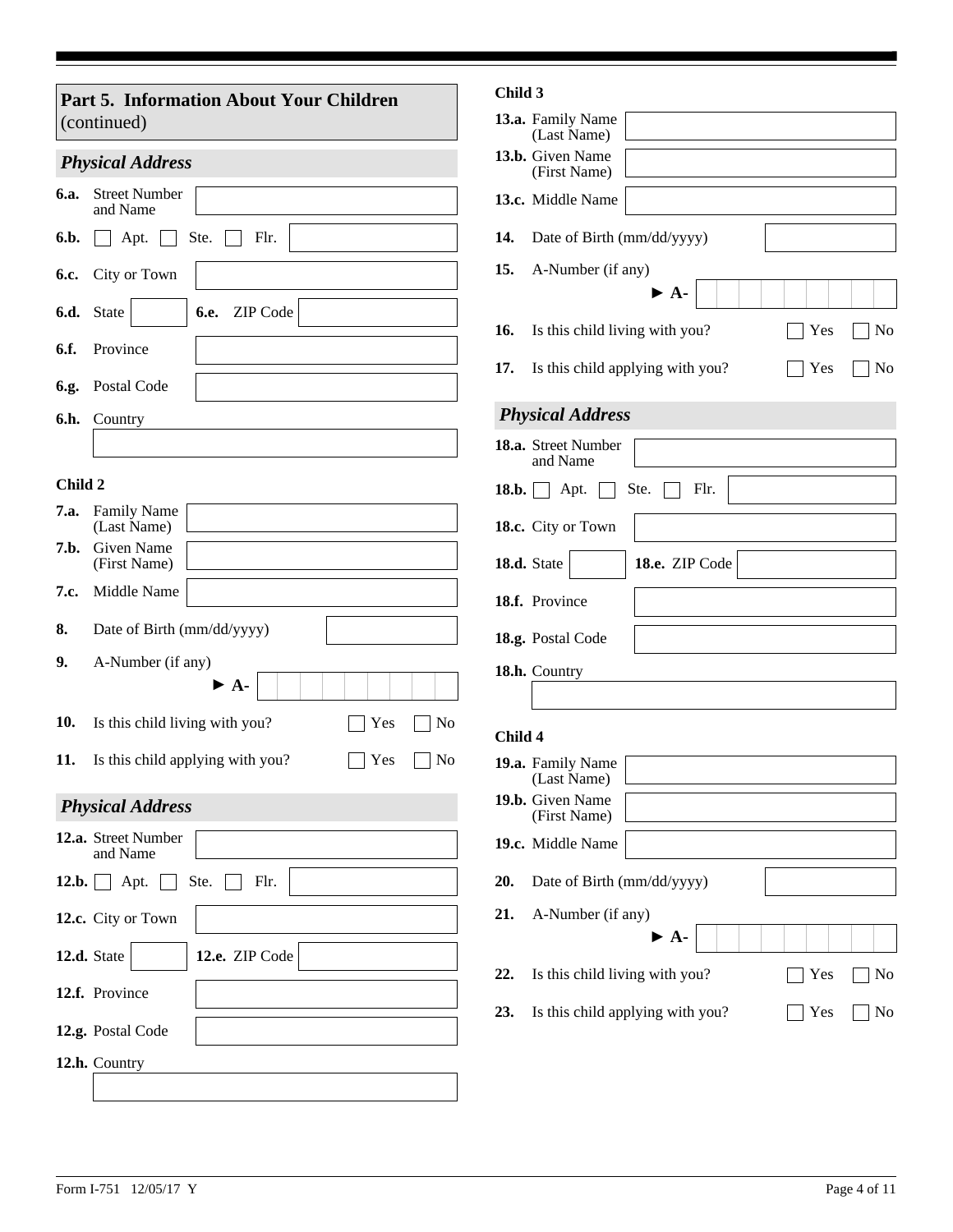## Part 5. Information About Your Children (continued)

### *Physical Address*

**6.a.** Street Number and Name

**6.b.** ☐ Apt. ☐ Ste. ☐ Flr.

**6.c.** City or Town

**6.d.** State **6.e.** ZIP Code

**6.f.** Province

**6.g.** Postal Code

**6.h.** Country

**Child 2**

**7.a.** Family Name (Last Name)

**7.b.** Given Name (First Name)

**7.c.** Middle Name

**8.** Date of Birth (mm/dd/yyyy)

**9.** A-Number (if any)
► **A-**

**10.** Is this child living with you? ☐ Yes ☐ No

**11.** Is this child applying with you? ☐ Yes ☐ No

### *Physical Address*

**12.a.** Street Number and Name

**12.b.** ☐ Apt. ☐ Ste. ☐ Flr.

**12.c.** City or Town

**12.d.** State **12.e.** ZIP Code

**12.f.** Province

**12.g.** Postal Code

**12.h.** Country

**Child 3**

**13.a.** Family Name (Last Name)

**13.b.** Given Name (First Name)

**13.c.** Middle Name

**14.** Date of Birth (mm/dd/yyyy)

**15.** A-Number (if any)
► **A-**

**16.** Is this child living with you? ☐ Yes ☐ No

**17.** Is this child applying with you? ☐ Yes ☐ No

### *Physical Address*

**18.a.** Street Number and Name

**18.b.** ☐ Apt. ☐ Ste. ☐ Flr.

**18.c.** City or Town

**18.d.** State **18.e.** ZIP Code

**18.f.** Province

**18.g.** Postal Code

**18.h.** Country

**Child 4**

**19.a.** Family Name (Last Name)

**19.b.** Given Name (First Name)

**19.c.** Middle Name

**20.** Date of Birth (mm/dd/yyyy)

**21.** A-Number (if any)
► **A-**

**22.** Is this child living with you? ☐ Yes ☐ No

**23.** Is this child applying with you? ☐ Yes ☐ No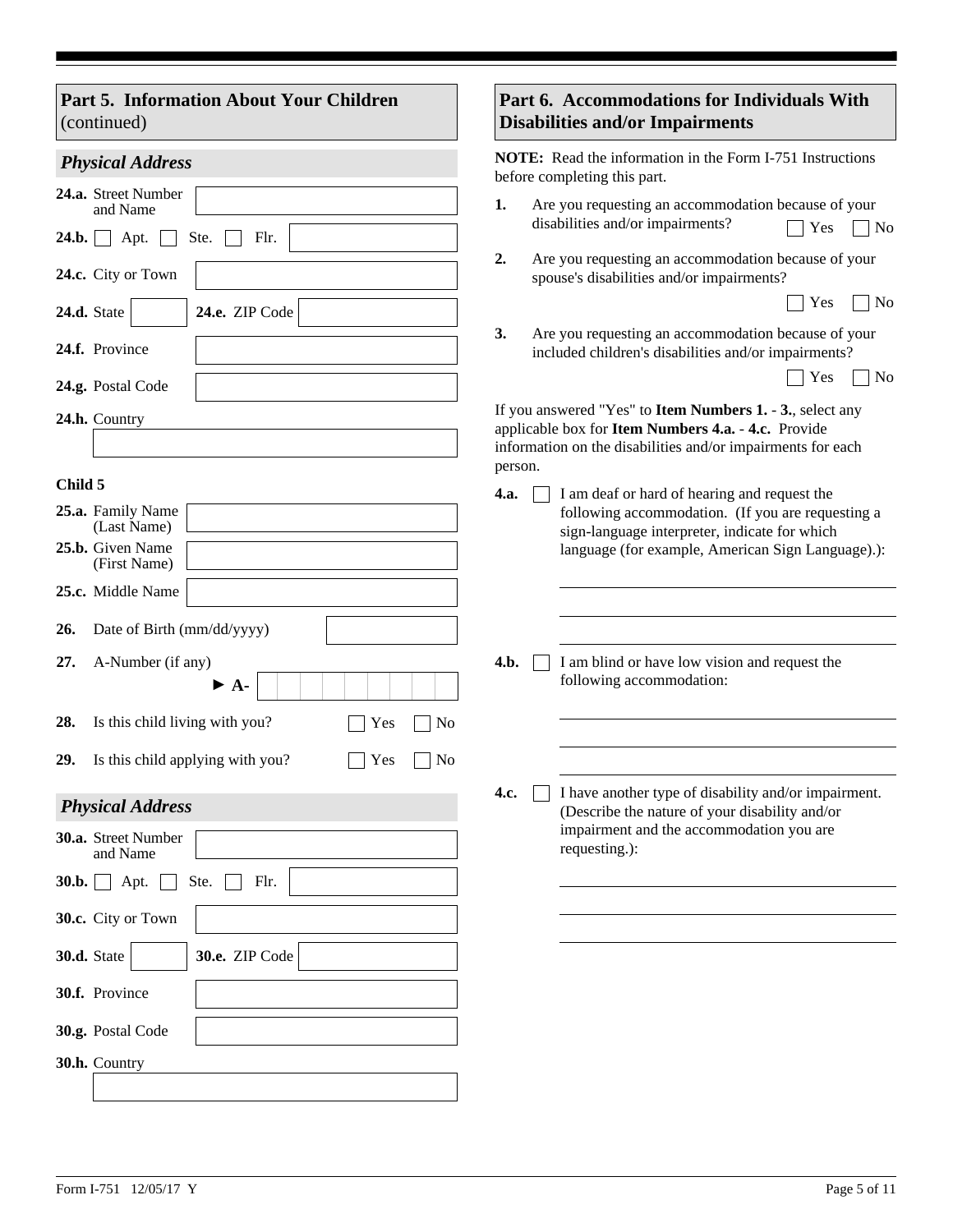## Part 5. Information About Your Children (continued)

### *Physical Address*

**24.a.** Street Number and Name

**24.b.** ☐ Apt. ☐ Ste. ☐ Flr.

**24.c.** City or Town

**24.d.** State **24.e.** ZIP Code

**24.f.** Province

**24.g.** Postal Code

**24.h.** Country

**Child 5**

**25.a.** Family Name (Last Name)

**25.b.** Given Name (First Name)

**25.c.** Middle Name

**26.** Date of Birth (mm/dd/yyyy)

**27.** A-Number (if any) ► A-

**28.** Is this child living with you? ☐ Yes ☐ No

**29.** Is this child applying with you? ☐ Yes ☐ No

### *Physical Address*

**30.a.** Street Number and Name

**30.b.** ☐ Apt. ☐ Ste. ☐ Flr.

**30.c.** City or Town

**30.d.** State **30.e.** ZIP Code

**30.f.** Province

**30.g.** Postal Code

**30.h.** Country

## Part 6. Accommodations for Individuals With Disabilities and/or Impairments

**NOTE:** Read the information in the Form I-751 Instructions before completing this part.

**1.** Are you requesting an accommodation because of your disabilities and/or impairments? ☐ Yes ☐ No

**2.** Are you requesting an accommodation because of your spouse's disabilities and/or impairments? ☐ Yes ☐ No

**3.** Are you requesting an accommodation because of your included children's disabilities and/or impairments? ☐ Yes ☐ No

If you answered "Yes" to **Item Numbers 1. - 3.**, select any applicable box for **Item Numbers 4.a. - 4.c.** Provide information on the disabilities and/or impairments for each person.

**4.a.** ☐ I am deaf or hard of hearing and request the following accommodation. (If you are requesting a sign-language interpreter, indicate for which language (for example, American Sign Language).):

**4.b.** ☐ I am blind or have low vision and request the following accommodation:

**4.c.** ☐ I have another type of disability and/or impairment. (Describe the nature of your disability and/or impairment and the accommodation you are requesting.):

Form I-751 12/05/17 Y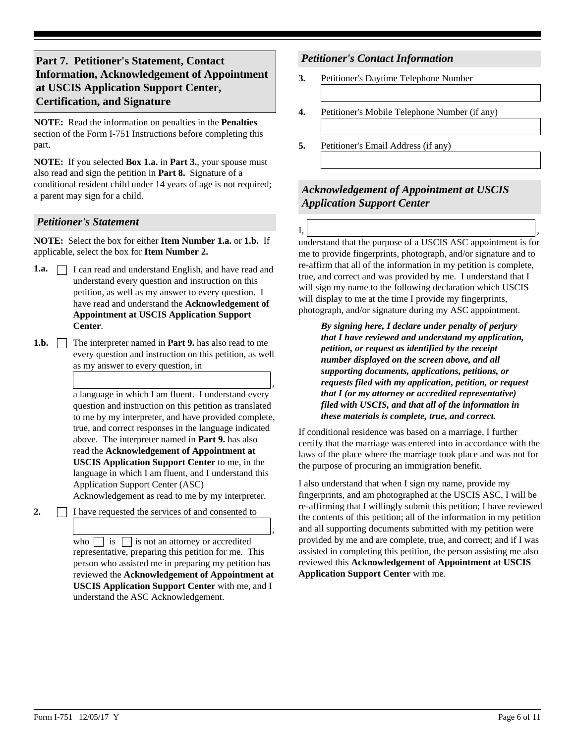## Part 7. Petitioner's Statement, Contact Information, Acknowledgement of Appointment at USCIS Application Support Center, Certification, and Signature

**NOTE:** Read the information on penalties in the **Penalties** section of the Form I-751 Instructions before completing this part.

**NOTE:** If you selected **Box 1.a.** in **Part 3.**, your spouse must also read and sign the petition in **Part 8.** Signature of a conditional resident child under 14 years of age is not required; a parent may sign for a child.

### *Petitioner's Statement*

**NOTE:** Select the box for either **Item Number 1.a.** or **1.b.** If applicable, select the box for **Item Number 2.**

**1.a.** ☐ I can read and understand English, and have read and understand every question and instruction on this petition, as well as my answer to every question. I have read and understand the **Acknowledgement of Appointment at USCIS Application Support Center**.

**1.b.** ☐ The interpreter named in **Part 9.** has also read to me every question and instruction on this petition, as well as my answer to every question, in

_______________________________,

a language in which I am fluent. I understand every question and instruction on this petition as translated to me by my interpreter, and have provided complete, true, and correct responses in the language indicated above. The interpreter named in **Part 9.** has also read the **Acknowledgement of Appointment at USCIS Application Support Center** to me, in the language in which I am fluent, and I understand this Application Support Center (ASC) Acknowledgement as read to me by my interpreter.

**2.** ☐ I have requested the services of and consented to

_______________________________,

who ☐ is ☐ is not an attorney or accredited representative, preparing this petition for me. This person who assisted me in preparing my petition has reviewed the **Acknowledgement of Appointment at USCIS Application Support Center** with me, and I understand the ASC Acknowledgement.

### *Petitioner's Contact Information*

**3.** Petitioner's Daytime Telephone Number

_______________________________

**4.** Petitioner's Mobile Telephone Number (if any)

_______________________________

**5.** Petitioner's Email Address (if any)

_______________________________

### *Acknowledgement of Appointment at USCIS Application Support Center*

I, _______________________________, understand that the purpose of a USCIS ASC appointment is for me to provide fingerprints, photograph, and/or signature and to re-affirm that all of the information in my petition is complete, true, and correct and was provided by me. I understand that I will sign my name to the following declaration which USCIS will display to me at the time I provide my fingerprints, photograph, and/or signature during my ASC appointment.

> ***By signing here, I declare under penalty of perjury that I have reviewed and understand my application, petition, or request as identified by the receipt number displayed on the screen above, and all supporting documents, applications, petitions, or requests filed with my application, petition, or request that I (or my attorney or accredited representative) filed with USCIS, and that all of the information in these materials is complete, true, and correct.***

If conditional residence was based on a marriage, I further certify that the marriage was entered into in accordance with the laws of the place where the marriage took place and was not for the purpose of procuring an immigration benefit.

I also understand that when I sign my name, provide my fingerprints, and am photographed at the USCIS ASC, I will be re-affirming that I willingly submit this petition; I have reviewed the contents of this petition; all of the information in my petition and all supporting documents submitted with my petition were provided by me and are complete, true, and correct; and if I was assisted in completing this petition, the person assisting me also reviewed this **Acknowledgement of Appointment at USCIS Application Support Center** with me.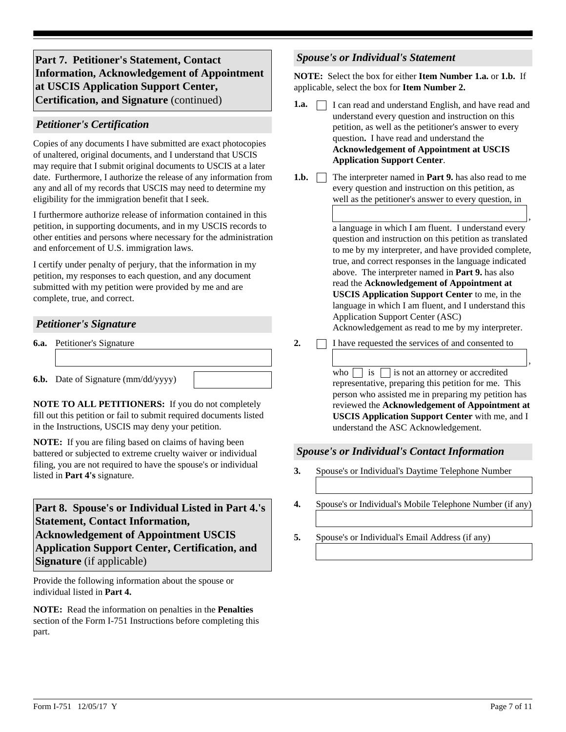## Part 7. Petitioner's Statement, Contact Information, Acknowledgement of Appointment at USCIS Application Support Center, Certification, and Signature (continued)

### *Petitioner's Certification*

Copies of any documents I have submitted are exact photocopies of unaltered, original documents, and I understand that USCIS may require that I submit original documents to USCIS at a later date. Furthermore, I authorize the release of any information from any and all of my records that USCIS may need to determine my eligibility for the immigration benefit that I seek.

I furthermore authorize release of information contained in this petition, in supporting documents, and in my USCIS records to other entities and persons where necessary for the administration and enforcement of U.S. immigration laws.

I certify under penalty of perjury, that the information in my petition, my responses to each question, and any document submitted with my petition were provided by me and are complete, true, and correct.

### *Petitioner's Signature*

**6.a.** Petitioner's Signature

**6.b.** Date of Signature (mm/dd/yyyy)

**NOTE TO ALL PETITIONERS:** If you do not completely fill out this petition or fail to submit required documents listed in the Instructions, USCIS may deny your petition.

**NOTE:** If you are filing based on claims of having been battered or subjected to extreme cruelty waiver or individual filing, you are not required to have the spouse's or individual listed in **Part 4's** signature.

## Part 8. Spouse's or Individual Listed in Part 4.'s Statement, Contact Information, Acknowledgement of Appointment USCIS Application Support Center, Certification, and Signature (if applicable)

Provide the following information about the spouse or individual listed in **Part 4.**

**NOTE:** Read the information on penalties in the **Penalties** section of the Form I-751 Instructions before completing this part.

### *Spouse's or Individual's Statement*

**NOTE:** Select the box for either **Item Number 1.a.** or **1.b.** If applicable, select the box for **Item Number 2.**

**1.a.** ☐ I can read and understand English, and have read and understand every question and instruction on this petition, as well as the petitioner's answer to every question**.** I have read and understand the **Acknowledgement of Appointment at USCIS Application Support Center**.

**1.b.** ☐ The interpreter named in **Part 9.** has also read to me every question and instruction on this petition, as well as the petitioner's answer to every question, in \_\_\_\_\_\_\_\_\_\_, a language in which I am fluent. I understand every question and instruction on this petition as translated to me by my interpreter, and have provided complete, true, and correct responses in the language indicated above. The interpreter named in **Part 9.** has also read the **Acknowledgement of Appointment at USCIS Application Support Center** to me, in the language in which I am fluent, and I understand this Application Support Center (ASC) Acknowledgement as read to me by my interpreter.

**2.** ☐ I have requested the services of and consented to \_\_\_\_\_\_\_\_\_\_, who ☐ is ☐ is not an attorney or accredited representative, preparing this petition for me. This person who assisted me in preparing my petition has reviewed the **Acknowledgement of Appointment at USCIS Application Support Center** with me, and I understand the ASC Acknowledgement.

### *Spouse's or Individual's Contact Information*

**3.** Spouse's or Individual's Daytime Telephone Number

**4.** Spouse's or Individual's Mobile Telephone Number (if any)

**5.** Spouse's or Individual's Email Address (if any)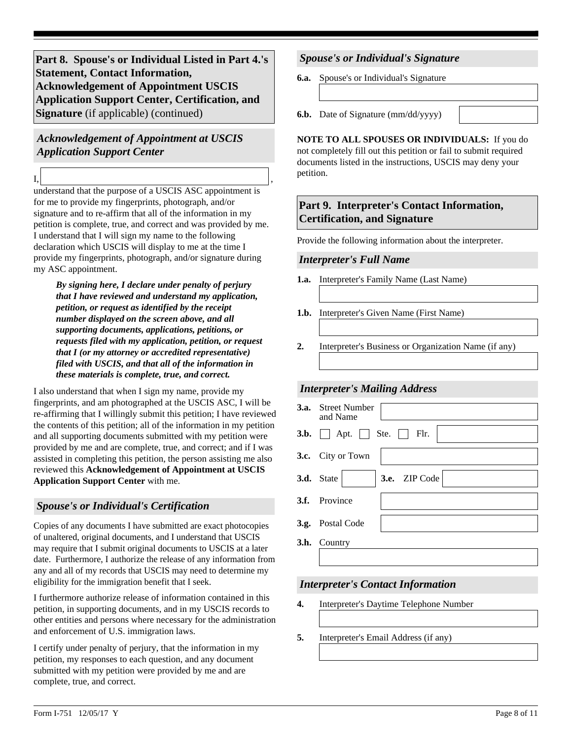## Part 8. Spouse's or Individual Listed in Part 4.'s Statement, Contact Information, Acknowledgement of Appointment USCIS Application Support Center, Certification, and Signature (if applicable) (continued)

### *Acknowledgement of Appointment at USCIS Application Support Center*

I, ______________________________,
understand that the purpose of a USCIS ASC appointment is for me to provide my fingerprints, photograph, and/or signature and to re-affirm that all of the information in my petition is complete, true, and correct and was provided by me. I understand that I will sign my name to the following declaration which USCIS will display to me at the time I provide my fingerprints, photograph, and/or signature during my ASC appointment.

> ***By signing here, I declare under penalty of perjury that I have reviewed and understand my application, petition, or request as identified by the receipt number displayed on the screen above, and all supporting documents, applications, petitions, or requests filed with my application, petition, or request that I (or my attorney or accredited representative) filed with USCIS, and that all of the information in these materials is complete, true, and correct.***

I also understand that when I sign my name, provide my fingerprints, and am photographed at the USCIS ASC, I will be re-affirming that I willingly submit this petition; I have reviewed the contents of this petition; all of the information in my petition and all supporting documents submitted with my petition were provided by me and are complete, true, and correct; and if I was assisted in completing this petition, the person assisting me also reviewed this **Acknowledgement of Appointment at USCIS Application Support Center** with me.

### *Spouse's or Individual's Certification*

Copies of any documents I have submitted are exact photocopies of unaltered, original documents, and I understand that USCIS may require that I submit original documents to USCIS at a later date. Furthermore, I authorize the release of any information from any and all of my records that USCIS may need to determine my eligibility for the immigration benefit that I seek.

I furthermore authorize release of information contained in this petition, in supporting documents, and in my USCIS records to other entities and persons where necessary for the administration and enforcement of U.S. immigration laws.

I certify under penalty of perjury, that the information in my petition, my responses to each question, and any document submitted with my petition were provided by me and are complete, true, and correct.

### *Spouse's or Individual's Signature*

**6.a.** Spouse's or Individual's Signature

**6.b.** Date of Signature (mm/dd/yyyy)

**NOTE TO ALL SPOUSES OR INDIVIDUALS:** If you do not completely fill out this petition or fail to submit required documents listed in the instructions, USCIS may deny your petition.

## Part 9. Interpreter's Contact Information, Certification, and Signature

Provide the following information about the interpreter.

### *Interpreter's Full Name*

**1.a.** Interpreter's Family Name (Last Name)

**1.b.** Interpreter's Given Name (First Name)

**2.** Interpreter's Business or Organization Name (if any)

### *Interpreter's Mailing Address*

**3.a.** Street Number and Name

**3.b.** ☐ Apt. ☐ Ste. ☐ Flr.

**3.c.** City or Town

**3.d.** State **3.e.** ZIP Code

**3.f.** Province

**3.g.** Postal Code

**3.h.** Country

### *Interpreter's Contact Information*

**4.** Interpreter's Daytime Telephone Number

**5.** Interpreter's Email Address (if any)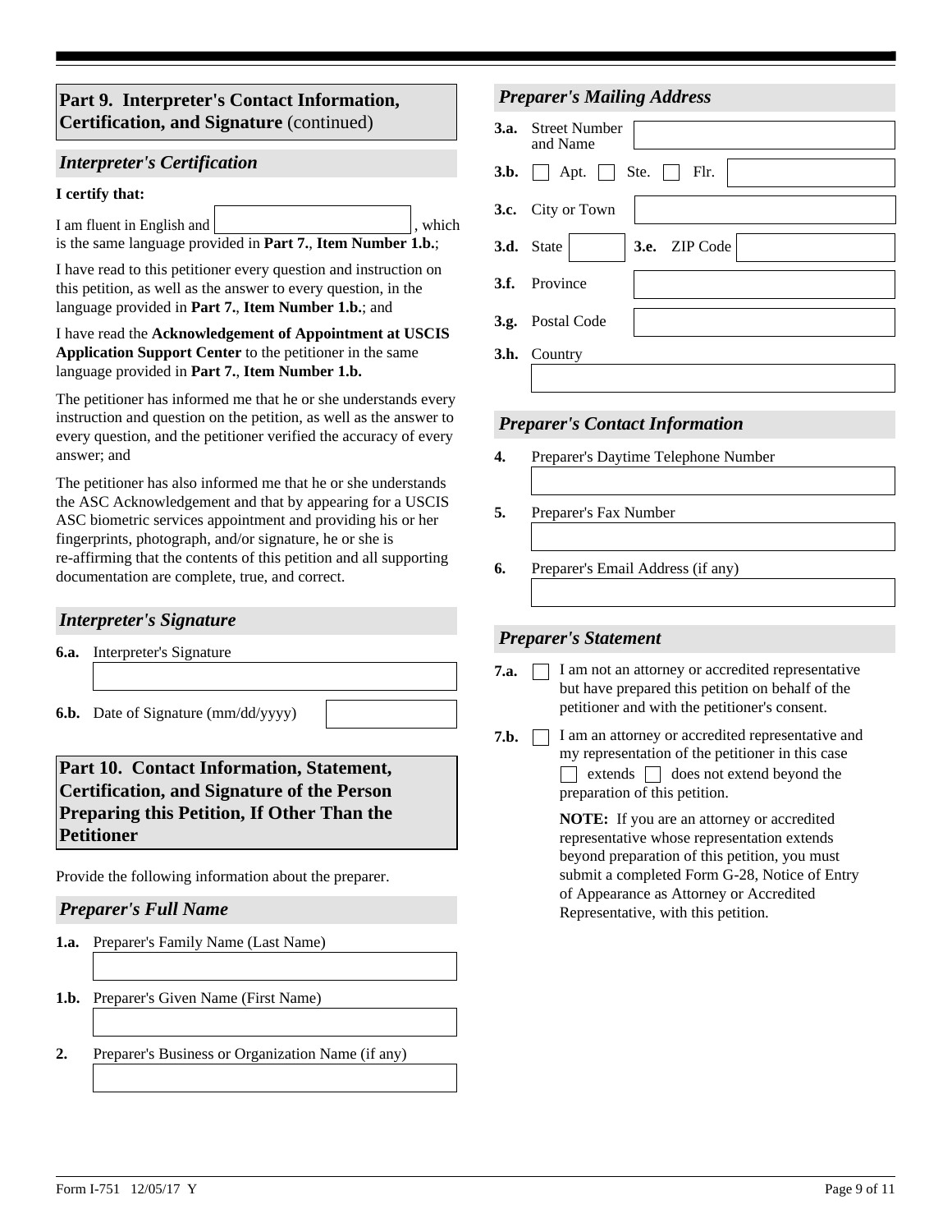## Part 9. Interpreter's Contact Information, Certification, and Signature (continued)

### *Interpreter's Certification*

**I certify that:**

I am fluent in English and \_\_\_\_\_\_\_\_\_\_\_\_\_\_\_\_\_\_\_\_, which is the same language provided in **Part 7.**, **Item Number 1.b.**;

I have read to this petitioner every question and instruction on this petition, as well as the answer to every question, in the language provided in **Part 7.**, **Item Number 1.b.**; and

I have read the **Acknowledgement of Appointment at USCIS Application Support Center** to the petitioner in the same language provided in **Part 7.**, **Item Number 1.b.**

The petitioner has informed me that he or she understands every instruction and question on the petition, as well as the answer to every question, and the petitioner verified the accuracy of every answer; and

The petitioner has also informed me that he or she understands the ASC Acknowledgement and that by appearing for a USCIS ASC biometric services appointment and providing his or her fingerprints, photograph, and/or signature, he or she is re-affirming that the contents of this petition and all supporting documentation are complete, true, and correct.

### *Interpreter's Signature*

**6.a.** Interpreter's Signature

**6.b.** Date of Signature (mm/dd/yyyy)

## Part 10. Contact Information, Statement, Certification, and Signature of the Person Preparing this Petition, If Other Than the Petitioner

Provide the following information about the preparer.

### *Preparer's Full Name*

**1.a.** Preparer's Family Name (Last Name)

**1.b.** Preparer's Given Name (First Name)

**2.** Preparer's Business or Organization Name (if any)

### *Preparer's Mailing Address*

**3.a.** Street Number and Name

**3.b.** ☐ Apt. ☐ Ste. ☐ Flr.

**3.c.** City or Town

**3.d.** State **3.e.** ZIP Code

**3.f.** Province

**3.g.** Postal Code

**3.h.** Country

### *Preparer's Contact Information*

**4.** Preparer's Daytime Telephone Number

**5.** Preparer's Fax Number

**6.** Preparer's Email Address (if any)

### *Preparer's Statement*

**7.a.** ☐ I am not an attorney or accredited representative but have prepared this petition on behalf of the petitioner and with the petitioner's consent.

**7.b.** ☐ I am an attorney or accredited representative and my representation of the petitioner in this case ☐ extends ☐ does not extend beyond the preparation of this petition.

**NOTE:** If you are an attorney or accredited representative whose representation extends beyond preparation of this petition, you must submit a completed Form G-28, Notice of Entry of Appearance as Attorney or Accredited Representative, with this petition.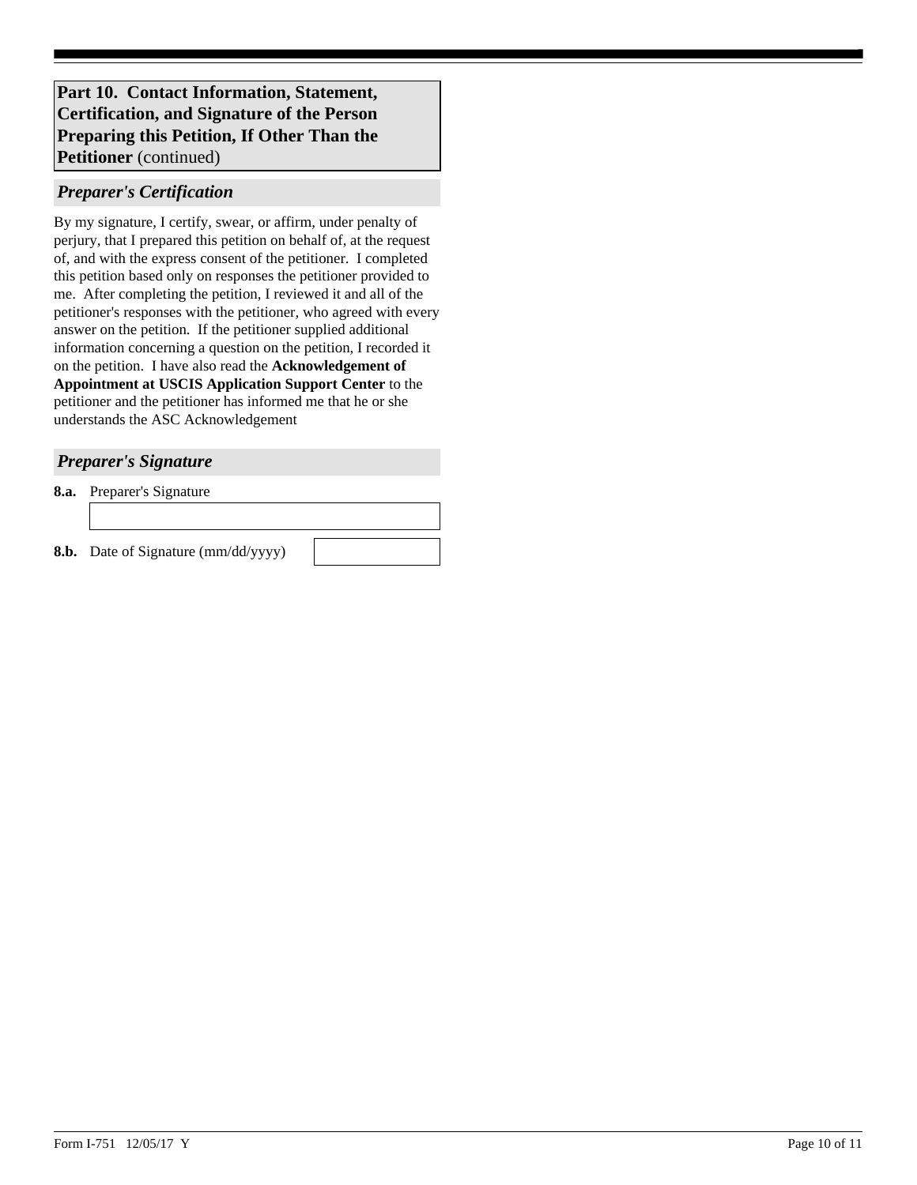## Part 10. Contact Information, Statement, Certification, and Signature of the Person Preparing this Petition, If Other Than the Petitioner (continued)

### *Preparer's Certification*

By my signature, I certify, swear, or affirm, under penalty of perjury, that I prepared this petition on behalf of, at the request of, and with the express consent of the petitioner. I completed this petition based only on responses the petitioner provided to me. After completing the petition, I reviewed it and all of the petitioner's responses with the petitioner, who agreed with every answer on the petition. If the petitioner supplied additional information concerning a question on the petition, I recorded it on the petition. I have also read the **Acknowledgement of Appointment at USCIS Application Support Center** to the petitioner and the petitioner has informed me that he or she understands the ASC Acknowledgement

### *Preparer's Signature*

**8.a.** Preparer's Signature

**8.b.** Date of Signature (mm/dd/yyyy)

Form I-751 12/05/17 Y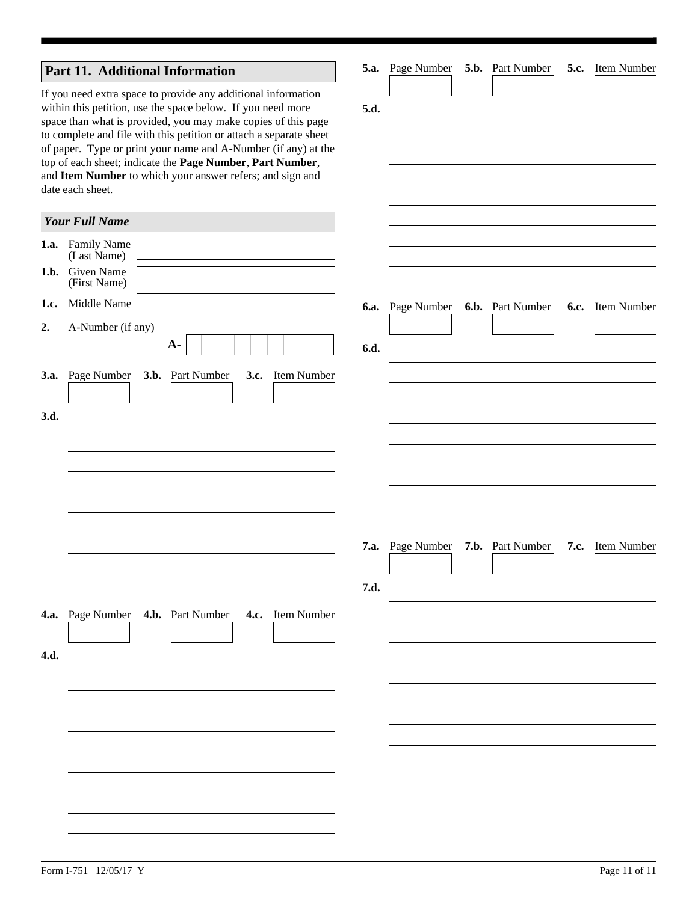## Part 11. Additional Information

If you need extra space to provide any additional information within this petition, use the space below. If you need more space than what is provided, you may make copies of this page to complete and file with this petition or attach a separate sheet of paper. Type or print your name and A-Number (if any) at the top of each sheet; indicate the **Page Number**, **Part Number**, and **Item Number** to which your answer refers; and sign and date each sheet.

### *Your Full Name*

**1.a.** Family Name (Last Name)

**1.b.** Given Name (First Name)

**1.c.** Middle Name

**2.** A-Number (if any) **A-**

**3.a.** Page Number **3.b.** Part Number **3.c.** Item Number

**3.d.**

**4.a.** Page Number **4.b.** Part Number **4.c.** Item Number

**4.d.**

**5.a.** Page Number **5.b.** Part Number **5.c.** Item Number

**5.d.**

**6.a.** Page Number **6.b.** Part Number **6.c.** Item Number

**6.d.**

**7.a.** Page Number **7.b.** Part Number **7.c.** Item Number

**7.d.**

Form I-751 12/05/17 Y